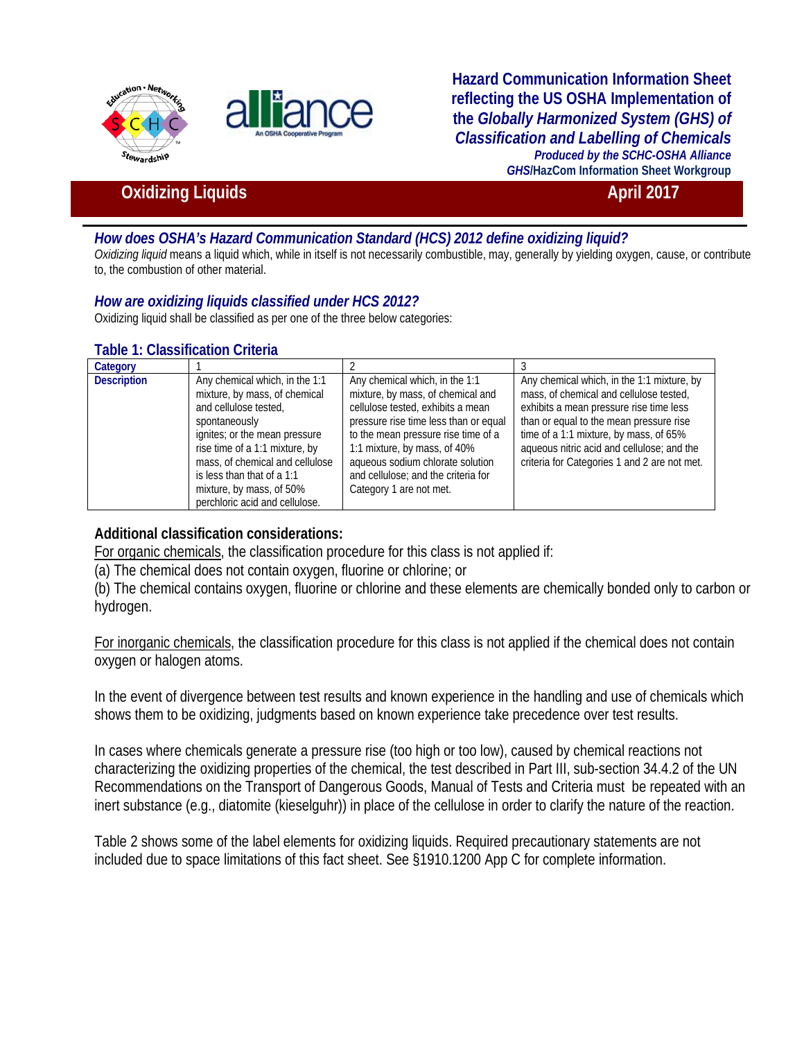# Hazard Communication Information Sheet reflecting the US OSHA Implementation of the *Globally Harmonized System (GHS) of Classification and Labelling of Chemicals*

***Produced by the SCHC-OSHA Alliance***
***GHS*/HazCom Information Sheet Workgroup**

## Oxidizing Liquids — April 2017

### *How does OSHA's Hazard Communication Standard (HCS) 2012 define oxidizing liquid?*

*Oxidizing liquid* means a liquid which, while in itself is not necessarily combustible, may, generally by yielding oxygen, cause, or contribute to, the combustion of other material.

### *How are oxidizing liquids classified under HCS 2012?*

Oxidizing liquid shall be classified as per one of the three below categories:

**Table 1: Classification Criteria**

| **Category** | 1 | 2 | 3 |
|---|---|---|---|
| **Description** | Any chemical which, in the 1:1 mixture, by mass, of chemical and cellulose tested, spontaneously ignites; or the mean pressure rise time of a 1:1 mixture, by mass, of chemical and cellulose is less than that of a 1:1 mixture, by mass, of 50% perchloric acid and cellulose. | Any chemical which, in the 1:1 mixture, by mass, of chemical and cellulose tested, exhibits a mean pressure rise time less than or equal to the mean pressure rise time of a 1:1 mixture, by mass, of 40% aqueous sodium chlorate solution and cellulose; and the criteria for Category 1 are not met. | Any chemical which, in the 1:1 mixture, by mass, of chemical and cellulose tested, exhibits a mean pressure rise time less than or equal to the mean pressure rise time of a 1:1 mixture, by mass, of 65% aqueous nitric acid and cellulose; and the criteria for Categories 1 and 2 are not met. |

**Additional classification considerations:**

For organic chemicals, the classification procedure for this class is not applied if:

(a) The chemical does not contain oxygen, fluorine or chlorine; or

(b) The chemical contains oxygen, fluorine or chlorine and these elements are chemically bonded only to carbon or hydrogen.

For inorganic chemicals, the classification procedure for this class is not applied if the chemical does not contain oxygen or halogen atoms.

In the event of divergence between test results and known experience in the handling and use of chemicals which shows them to be oxidizing, judgments based on known experience take precedence over test results.

In cases where chemicals generate a pressure rise (too high or too low), caused by chemical reactions not characterizing the oxidizing properties of the chemical, the test described in Part III, sub-section 34.4.2 of the UN Recommendations on the Transport of Dangerous Goods, Manual of Tests and Criteria must be repeated with an inert substance (e.g., diatomite (kieselguhr)) in place of the cellulose in order to clarify the nature of the reaction.

Table 2 shows some of the label elements for oxidizing liquids. Required precautionary statements are not included due to space limitations of this fact sheet. See §1910.1200 App C for complete information.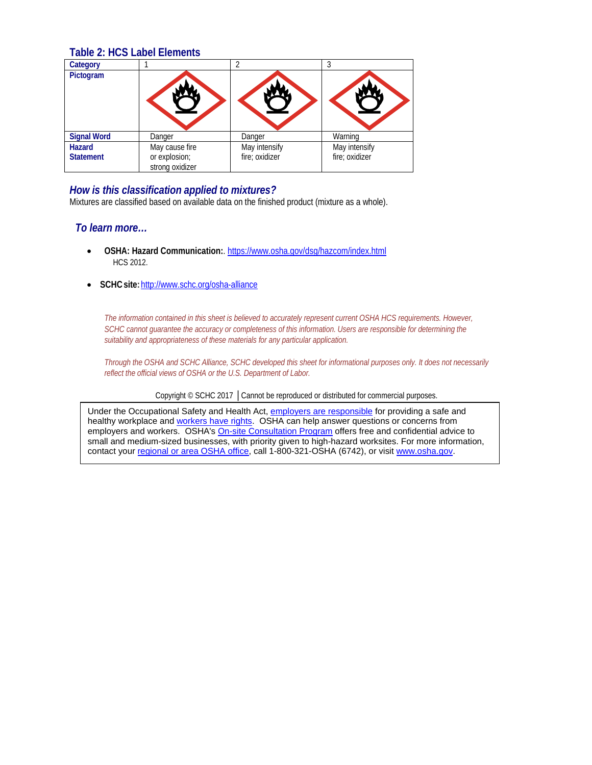### Table 2: HCS Label Elements

| Category | 1 | 2 | 3 |
|---|---|---|---|
| Pictogram | | | |
| Signal Word | Danger | Danger | Warning |
| Hazard Statement | May cause fire or explosion; strong oxidizer | May intensify fire; oxidizer | May intensify fire; oxidizer |

### *How is this classification applied to mixtures?*

Mixtures are classified based on available data on the finished product (mixture as a whole).

### *To learn more…*

- **OSHA: Hazard Communication:**. https://www.osha.gov/dsg/hazcom/index.html
  HCS 2012.
- **SCHC site:** http://www.schc.org/osha-alliance

*The information contained in this sheet is believed to accurately represent current OSHA HCS requirements. However, SCHC cannot guarantee the accuracy or completeness of this information. Users are responsible for determining the suitability and appropriateness of these materials for any particular application.*

*Through the OSHA and SCHC Alliance, SCHC developed this sheet for informational purposes only. It does not necessarily reflect the official views of OSHA or the U.S. Department of Labor.*

Copyright © SCHC 2017 | Cannot be reproduced or distributed for commercial purposes.

Under the Occupational Safety and Health Act, employers are responsible for providing a safe and healthy workplace and workers have rights. OSHA can help answer questions or concerns from employers and workers. OSHA's On-site Consultation Program offers free and confidential advice to small and medium-sized businesses, with priority given to high-hazard worksites. For more information, contact your regional or area OSHA office, call 1-800-321-OSHA (6742), or visit www.osha.gov.